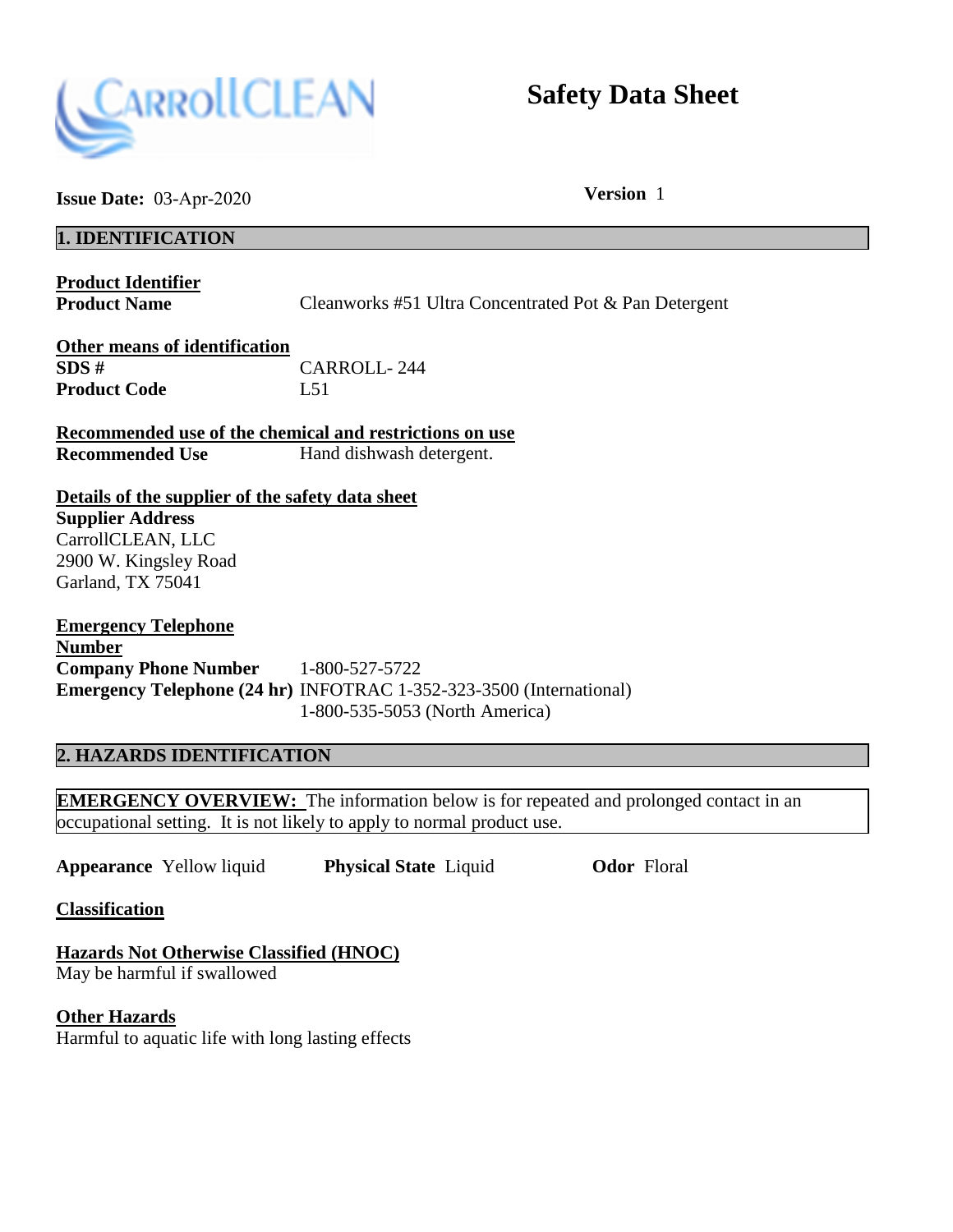# Safety Data Sheet

**Issue Date:** 03-Apr-2020 **Version** 1

## 1. IDENTIFICATION

**Product Identifier**

**Product Name** Cleanworks #51 Ultra Concentrated Pot & Pan Detergent

**Other means of identification**

**SDS #** CARROLL- 244

**Product Code** L51

**Recommended use of the chemical and restrictions on use**

**Recommended Use** Hand dishwash detergent.

**Details of the supplier of the safety data sheet**

**Supplier Address**
CarrollCLEAN, LLC
2900 W. Kingsley Road
Garland, TX 75041

**Emergency Telephone Number**

**Company Phone Number** 1-800-527-5722

**Emergency Telephone (24 hr)** INFOTRAC 1-352-323-3500 (International)
1-800-535-5053 (North America)

## 2. HAZARDS IDENTIFICATION

**EMERGENCY OVERVIEW:** The information below is for repeated and prolonged contact in an occupational setting. It is not likely to apply to normal product use.

**Appearance** Yellow liquid **Physical State** Liquid **Odor** Floral

**Classification**

**Hazards Not Otherwise Classified (HNOC)**
May be harmful if swallowed

**Other Hazards**
Harmful to aquatic life with long lasting effects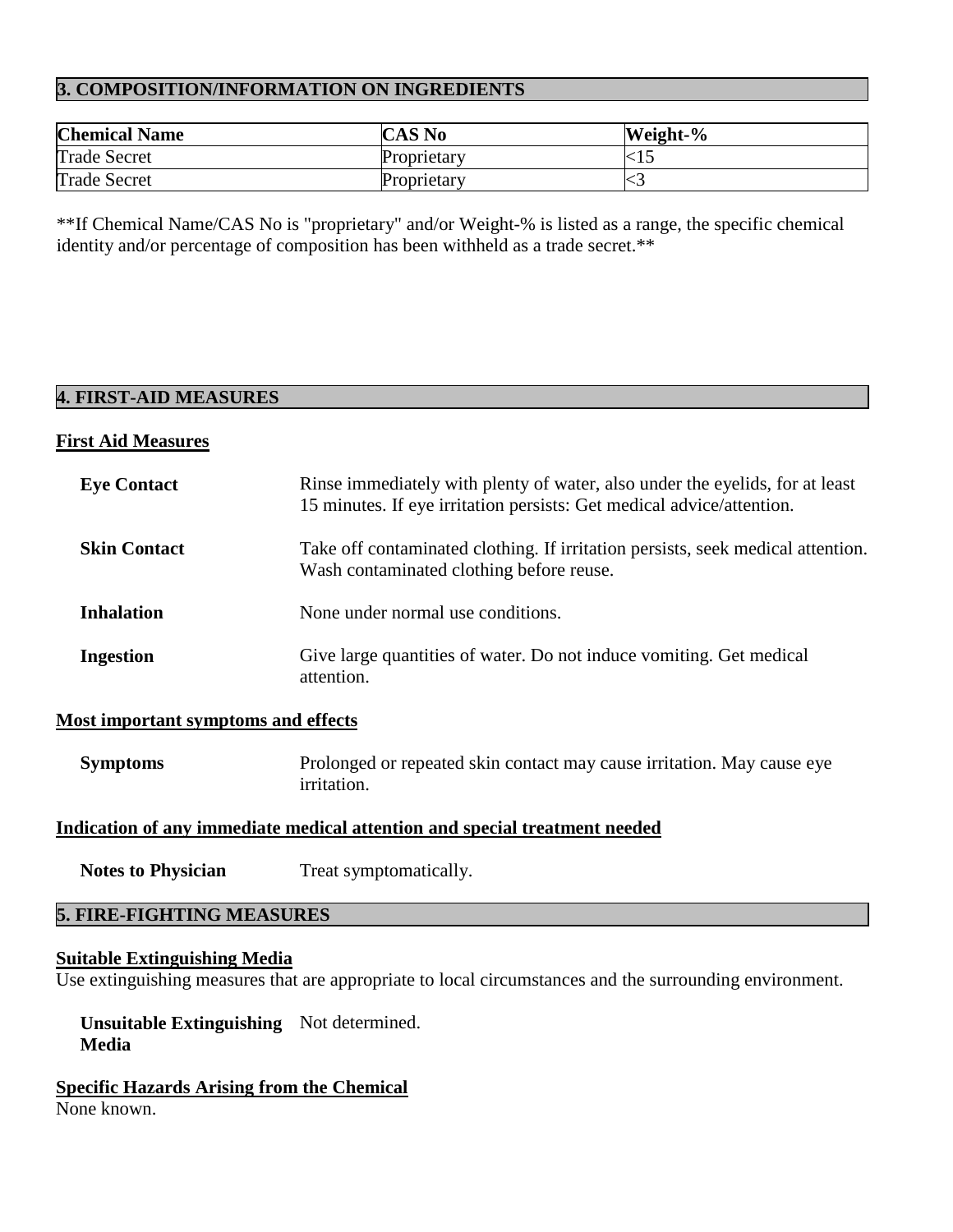## 3. COMPOSITION/INFORMATION ON INGREDIENTS

| Chemical Name | CAS No | Weight-% |
|---|---|---|
| Trade Secret | Proprietary | <15 |
| Trade Secret | Proprietary | <3 |

**If Chemical Name/CAS No is "proprietary" and/or Weight-% is listed as a range, the specific chemical identity and/or percentage of composition has been withheld as a trade secret.**

## 4. FIRST-AID MEASURES

### First Aid Measures

**Eye Contact**
Rinse immediately with plenty of water, also under the eyelids, for at least 15 minutes. If eye irritation persists: Get medical advice/attention.

**Skin Contact**
Take off contaminated clothing. If irritation persists, seek medical attention. Wash contaminated clothing before reuse.

**Inhalation**
None under normal use conditions.

**Ingestion**
Give large quantities of water. Do not induce vomiting. Get medical attention.

### Most important symptoms and effects

**Symptoms**
Prolonged or repeated skin contact may cause irritation. May cause eye irritation.

### Indication of any immediate medical attention and special treatment needed

**Notes to Physician**
Treat symptomatically.

## 5. FIRE-FIGHTING MEASURES

### Suitable Extinguishing Media

Use extinguishing measures that are appropriate to local circumstances and the surrounding environment.

**Unsuitable Extinguishing Media**
Not determined.

### Specific Hazards Arising from the Chemical

None known.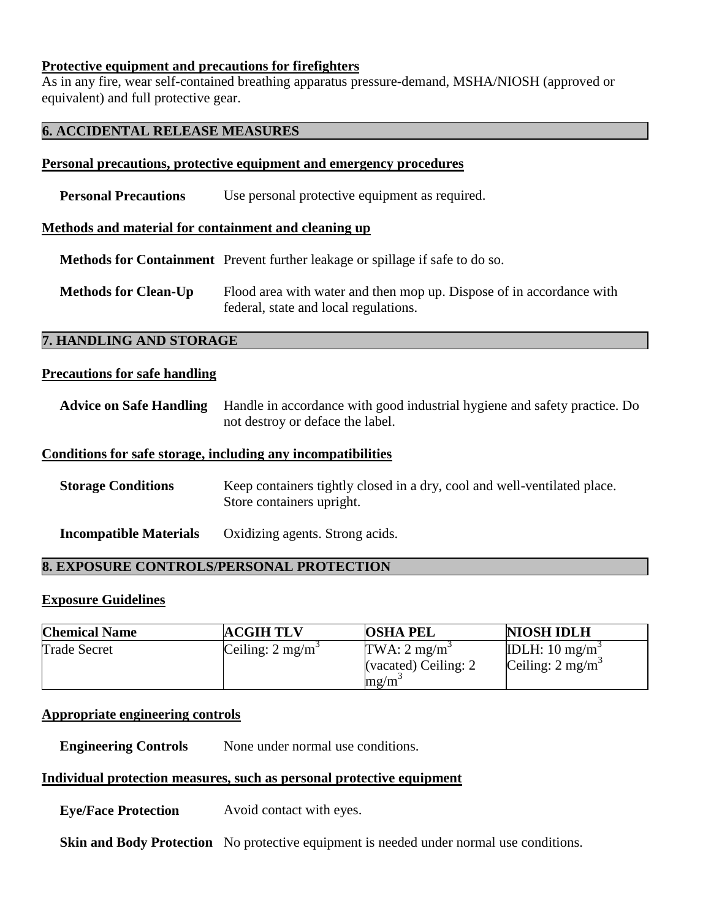**Protective equipment and precautions for firefighters**

As in any fire, wear self-contained breathing apparatus pressure-demand, MSHA/NIOSH (approved or equivalent) and full protective gear.

## 6. ACCIDENTAL RELEASE MEASURES

**Personal precautions, protective equipment and emergency procedures**

**Personal Precautions** Use personal protective equipment as required.

**Methods and material for containment and cleaning up**

**Methods for Containment** Prevent further leakage or spillage if safe to do so.

**Methods for Clean-Up** Flood area with water and then mop up. Dispose of in accordance with federal, state and local regulations.

## 7. HANDLING AND STORAGE

**Precautions for safe handling**

**Advice on Safe Handling** Handle in accordance with good industrial hygiene and safety practice. Do not destroy or deface the label.

**Conditions for safe storage, including any incompatibilities**

**Storage Conditions** Keep containers tightly closed in a dry, cool and well-ventilated place. Store containers upright.

**Incompatible Materials** Oxidizing agents. Strong acids.

## 8. EXPOSURE CONTROLS/PERSONAL PROTECTION

**Exposure Guidelines**

| Chemical Name | ACGIH TLV | OSHA PEL | NIOSH IDLH |
|---|---|---|---|
| Trade Secret | Ceiling: 2 $mg/m^3$ | TWA: 2 $mg/m^3$ (vacated) Ceiling: 2 $mg/m^3$ | IDLH: 10 $mg/m^3$ Ceiling: 2 $mg/m^3$ |

**Appropriate engineering controls**

**Engineering Controls** None under normal use conditions.

**Individual protection measures, such as personal protective equipment**

**Eye/Face Protection** Avoid contact with eyes.

**Skin and Body Protection** No protective equipment is needed under normal use conditions.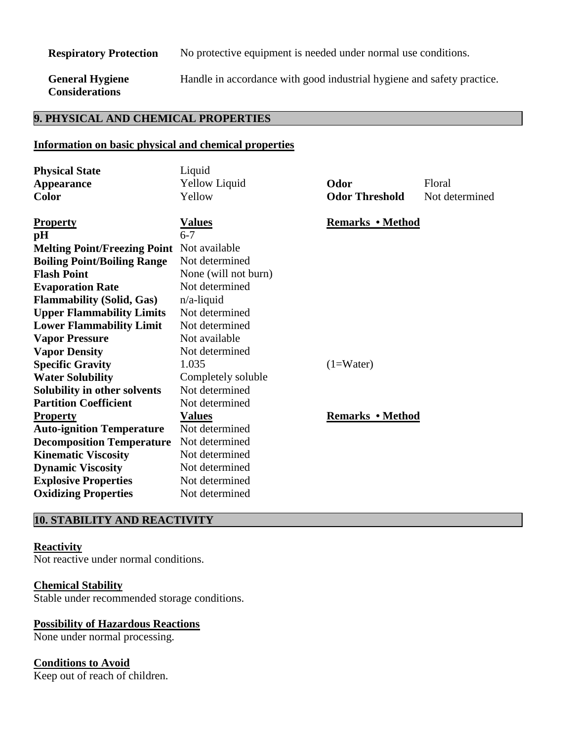| | |
|---|---|
| **Respiratory Protection** | No protective equipment is needed under normal use conditions. |
| **General Hygiene Considerations** | Handle in accordance with good industrial hygiene and safety practice. |

## 9. PHYSICAL AND CHEMICAL PROPERTIES

**Information on basic physical and chemical properties**

| | | | |
|---|---|---|---|
| **Physical State** | Liquid | | |
| **Appearance** | Yellow Liquid | **Odor** | Floral |
| **Color** | Yellow | **Odor Threshold** | Not determined |

| Property | Values | Remarks • Method |
|---|---|---|
| **pH** | 6-7 | |
| **Melting Point/Freezing Point** | Not available | |
| **Boiling Point/Boiling Range** | Not determined | |
| **Flash Point** | None (will not burn) | |
| **Evaporation Rate** | Not determined | |
| **Flammability (Solid, Gas)** | n/a-liquid | |
| **Upper Flammability Limits** | Not determined | |
| **Lower Flammability Limit** | Not determined | |
| **Vapor Pressure** | Not available | |
| **Vapor Density** | Not determined | |
| **Specific Gravity** | 1.035 | (1=Water) |
| **Water Solubility** | Completely soluble | |
| **Solubility in other solvents** | Not determined | |
| **Partition Coefficient** | Not determined | |
| **Property** | **Values** | **Remarks • Method** |
| **Auto-ignition Temperature** | Not determined | |
| **Decomposition Temperature** | Not determined | |
| **Kinematic Viscosity** | Not determined | |
| **Dynamic Viscosity** | Not determined | |
| **Explosive Properties** | Not determined | |
| **Oxidizing Properties** | Not determined | |

## 10. STABILITY AND REACTIVITY

**Reactivity**

Not reactive under normal conditions.

**Chemical Stability**

Stable under recommended storage conditions.

**Possibility of Hazardous Reactions**

None under normal processing.

**Conditions to Avoid**

Keep out of reach of children.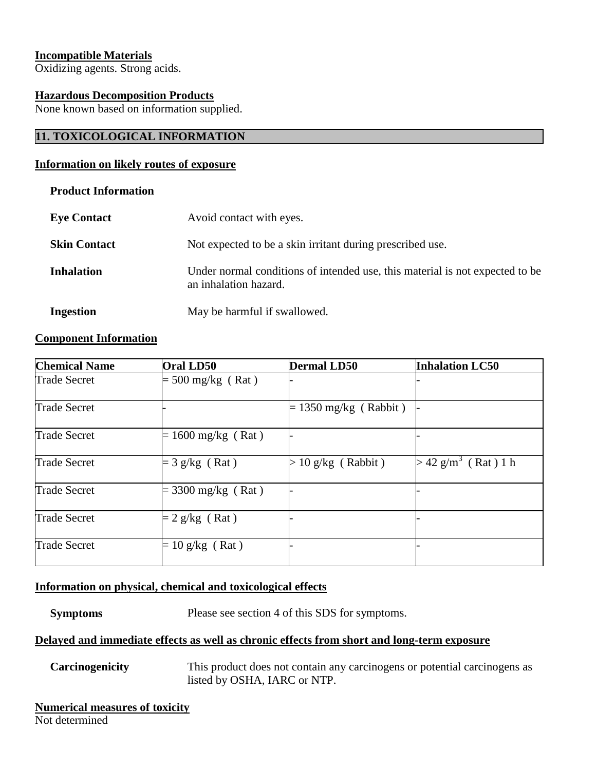**Incompatible Materials**
Oxidizing agents. Strong acids.

**Hazardous Decomposition Products**
None known based on information supplied.

## 11. TOXICOLOGICAL INFORMATION

**Information on likely routes of exposure**

**Product Information**

**Eye Contact** Avoid contact with eyes.

**Skin Contact** Not expected to be a skin irritant during prescribed use.

**Inhalation** Under normal conditions of intended use, this material is not expected to be an inhalation hazard.

**Ingestion** May be harmful if swallowed.

**Component Information**

| Chemical Name | Oral LD50 | Dermal LD50 | Inhalation LC50 |
|---|---|---|---|
| Trade Secret | = 500 mg/kg ( Rat ) | - | - |
| Trade Secret | - | = 1350 mg/kg ( Rabbit ) | - |
| Trade Secret | = 1600 mg/kg ( Rat ) | - | - |
| Trade Secret | = 3 g/kg ( Rat ) | > 10 g/kg ( Rabbit ) | > 42 $g/m^3$ ( Rat ) 1 h |
| Trade Secret | = 3300 mg/kg ( Rat ) | - | - |
| Trade Secret | = 2 g/kg ( Rat ) | - | - |
| Trade Secret | = 10 g/kg ( Rat ) | - | - |

**Information on physical, chemical and toxicological effects**

**Symptoms** Please see section 4 of this SDS for symptoms.

**Delayed and immediate effects as well as chronic effects from short and long-term exposure**

**Carcinogenicity** This product does not contain any carcinogens or potential carcinogens as listed by OSHA, IARC or NTP.

**Numerical measures of toxicity**
Not determined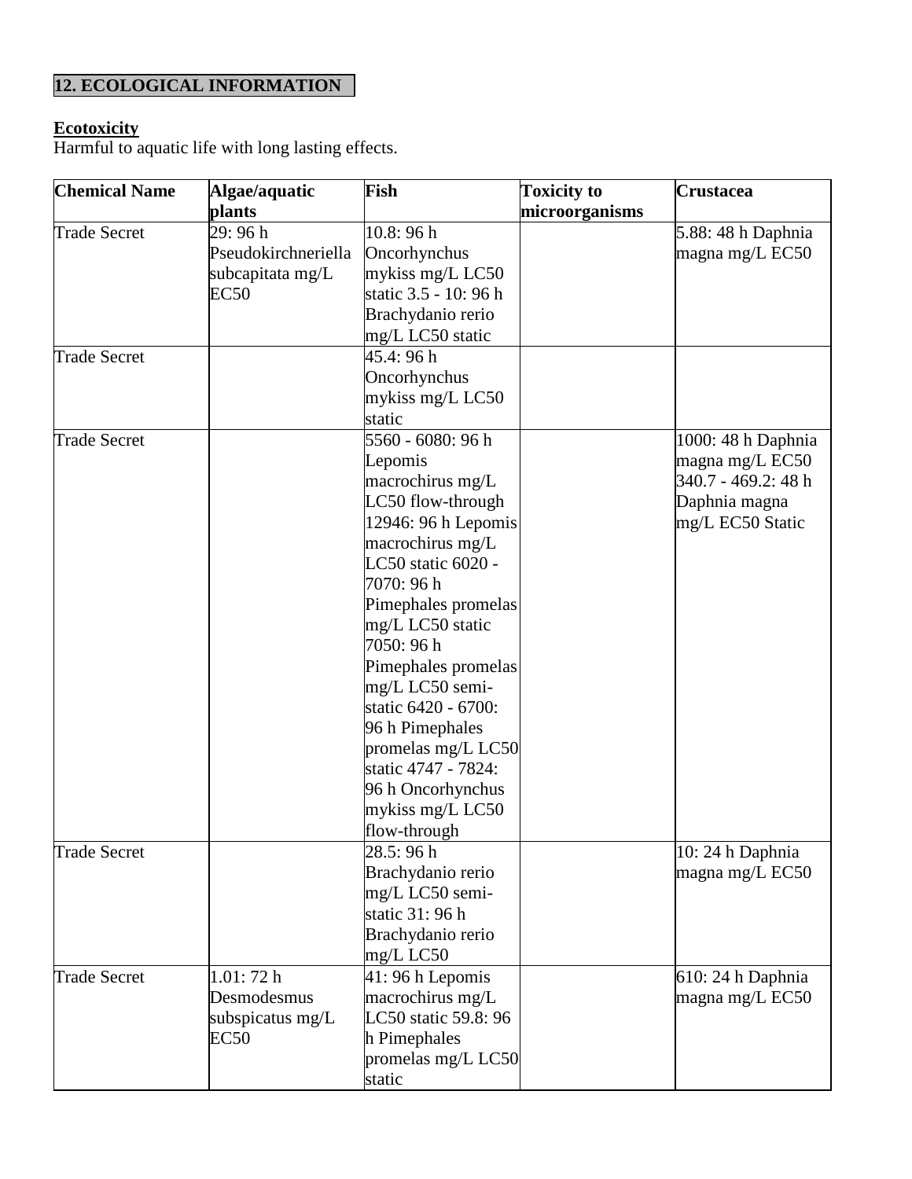## 12. ECOLOGICAL INFORMATION

### Ecotoxicity

Harmful to aquatic life with long lasting effects.

| Chemical Name | Algae/aquatic plants | Fish | Toxicity to microorganisms | Crustacea |
|---|---|---|---|---|
| Trade Secret | 29: 96 h Pseudokirchneriella subcapitata mg/L EC50 | 10.8: 96 h Oncorhynchus mykiss mg/L LC50 static 3.5 - 10: 96 h Brachydanio rerio mg/L LC50 static | | 5.88: 48 h Daphnia magna mg/L EC50 |
| Trade Secret | | 45.4: 96 h Oncorhynchus mykiss mg/L LC50 static | | |
| Trade Secret | | 5560 - 6080: 96 h Lepomis macrochirus mg/L LC50 flow-through 12946: 96 h Lepomis macrochirus mg/L LC50 static 6020 - 7070: 96 h Pimephales promelas mg/L LC50 static 7050: 96 h Pimephales promelas mg/L LC50 semi-static 6420 - 6700: 96 h Pimephales promelas mg/L LC50 static 4747 - 7824: 96 h Oncorhynchus mykiss mg/L LC50 flow-through | | 1000: 48 h Daphnia magna mg/L EC50 340.7 - 469.2: 48 h Daphnia magna mg/L EC50 Static |
| Trade Secret | | 28.5: 96 h Brachydanio rerio mg/L LC50 semi-static 31: 96 h Brachydanio rerio mg/L LC50 | | 10: 24 h Daphnia magna mg/L EC50 |
| Trade Secret | 1.01: 72 h Desmodesmus subspicatus mg/L EC50 | 41: 96 h Lepomis macrochirus mg/L LC50 static 59.8: 96 h Pimephales promelas mg/L LC50 static | | 610: 24 h Daphnia magna mg/L EC50 |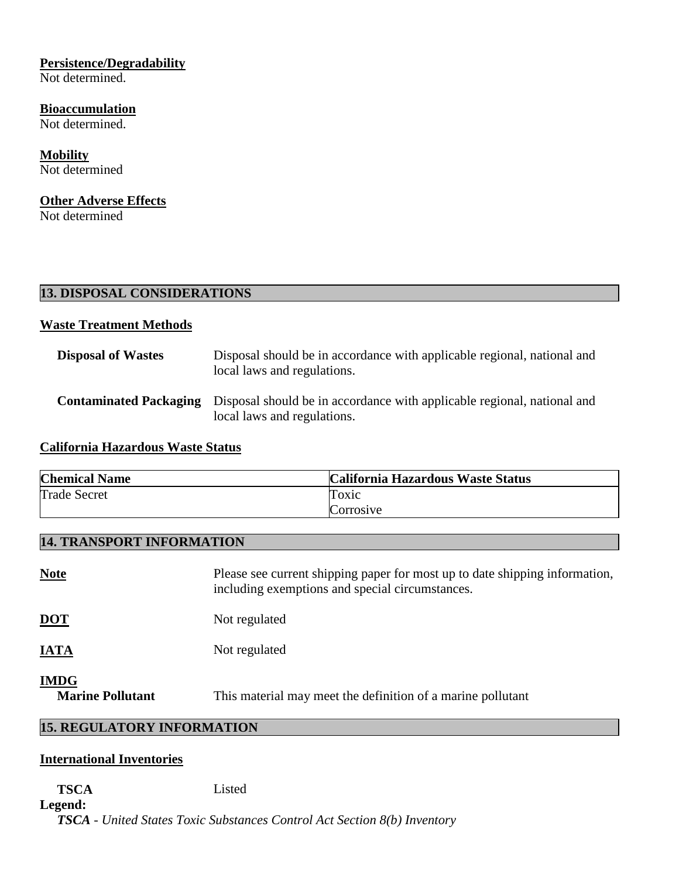**Persistence/Degradability**

Not determined.

**Bioaccumulation**

Not determined.

**Mobility**

Not determined

**Other Adverse Effects**

Not determined

## 13. DISPOSAL CONSIDERATIONS

**Waste Treatment Methods**

**Disposal of Wastes** Disposal should be in accordance with applicable regional, national and local laws and regulations.

**Contaminated Packaging** Disposal should be in accordance with applicable regional, national and local laws and regulations.

**California Hazardous Waste Status**

| Chemical Name | California Hazardous Waste Status |
|---|---|
| Trade Secret | Toxic<br>Corrosive |

## 14. TRANSPORT INFORMATION

**Note** Please see current shipping paper for most up to date shipping information, including exemptions and special circumstances.

**DOT** Not regulated

**IATA** Not regulated

**IMDG**

**Marine Pollutant** This material may meet the definition of a marine pollutant

## 15. REGULATORY INFORMATION

**International Inventories**

**TSCA** Listed

**Legend:**

***TSCA*** *- United States Toxic Substances Control Act Section 8(b) Inventory*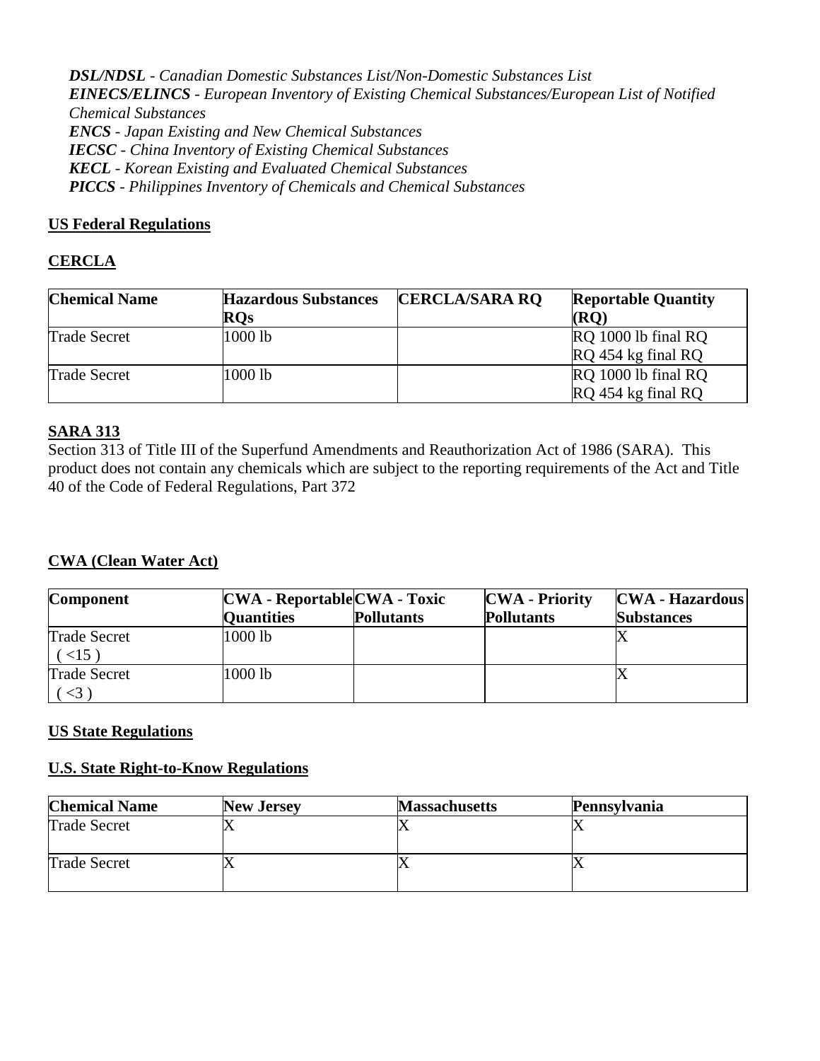***DSL/NDSL*** *- Canadian Domestic Substances List/Non-Domestic Substances List*
***EINECS/ELINCS*** *- European Inventory of Existing Chemical Substances/European List of Notified Chemical Substances*
***ENCS*** *- Japan Existing and New Chemical Substances*
***IECSC*** *- China Inventory of Existing Chemical Substances*
***KECL*** *- Korean Existing and Evaluated Chemical Substances*
***PICCS*** *- Philippines Inventory of Chemicals and Chemical Substances*

## US Federal Regulations

### CERCLA

| Chemical Name | Hazardous Substances RQs | CERCLA/SARA RQ | Reportable Quantity (RQ) |
|---|---|---|---|
| Trade Secret | 1000 lb | | RQ 1000 lb final RQ<br>RQ 454 kg final RQ |
| Trade Secret | 1000 lb | | RQ 1000 lb final RQ<br>RQ 454 kg final RQ |

### SARA 313

Section 313 of Title III of the Superfund Amendments and Reauthorization Act of 1986 (SARA). This product does not contain any chemicals which are subject to the reporting requirements of the Act and Title 40 of the Code of Federal Regulations, Part 372

### CWA (Clean Water Act)

| Component | CWA - Reportable Quantities | CWA - Toxic Pollutants | CWA - Priority Pollutants | CWA - Hazardous Substances |
|---|---|---|---|---|
| Trade Secret ( <15 ) | 1000 lb | | | X |
| Trade Secret ( <3 ) | 1000 lb | | | X |

## US State Regulations

### U.S. State Right-to-Know Regulations

| Chemical Name | New Jersey | Massachusetts | Pennsylvania |
|---|---|---|---|
| Trade Secret | X | X | X |
| Trade Secret | X | X | X |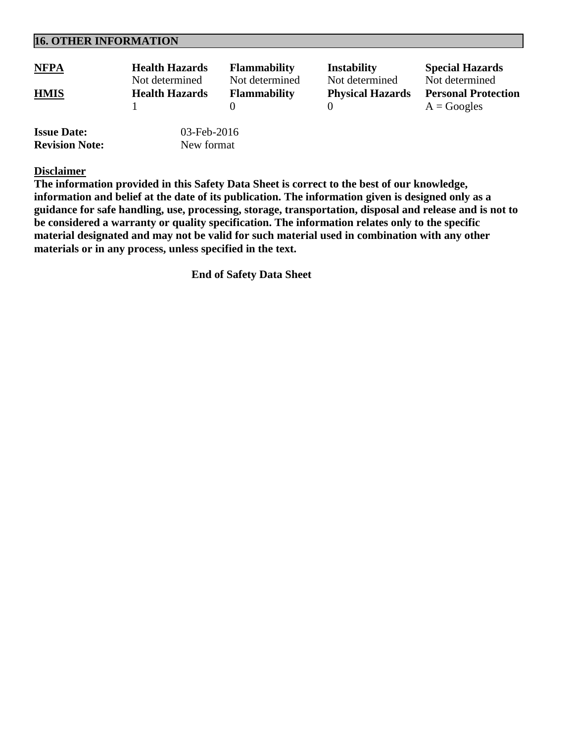## 16. OTHER INFORMATION

| | | | | |
|---|---|---|---|---|
| **NFPA** | **Health Hazards** | **Flammability** | **Instability** | **Special Hazards** |
| | Not determined | Not determined | Not determined | Not determined |
| **HMIS** | **Health Hazards** | **Flammability** | **Physical Hazards** | **Personal Protection** |
| | 1 | 0 | 0 | A = Googles |

**Issue Date:** 03-Feb-2016
**Revision Note:** New format

**Disclaimer**
**The information provided in this Safety Data Sheet is correct to the best of our knowledge, information and belief at the date of its publication. The information given is designed only as a guidance for safe handling, use, processing, storage, transportation, disposal and release and is not to be considered a warranty or quality specification. The information relates only to the specific material designated and may not be valid for such material used in combination with any other materials or in any process, unless specified in the text.**

**End of Safety Data Sheet**